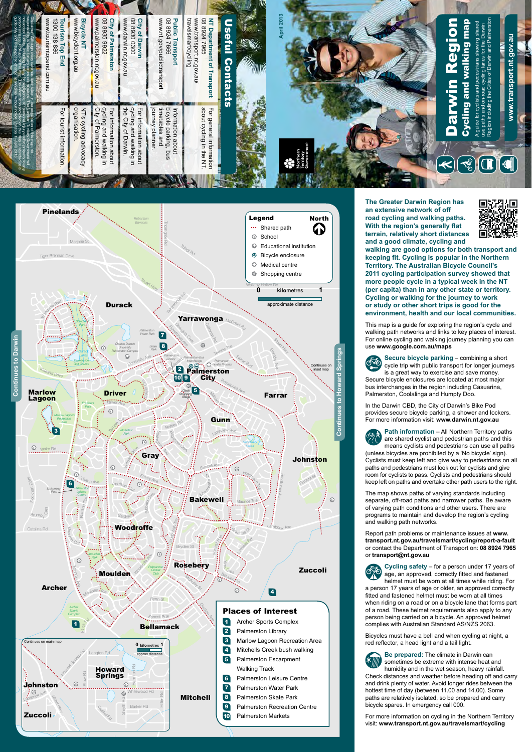# Darwin Region

## Cycling and walking map

A guide for cyclists and pedestrians showing shared use paths and on-road cycling lanes for the Darwin Region including the Cities of Darwin and Palmerston

www.transport.nt.gov.au

April 2013

## Useful Contacts

| Contact | Details |
|---|---|
| **NT Department of Transport** 08 8924 7965 www.transport.nt.gov.au travelsmart/cycling | For general information about cycling in the NT. |
| **Public Transport** 08 8924 7666 www.nt.gov/publictransport | Information about bicycle parking, bus timetables and journey planner. |
| **City of Darwin** 08 8930 0300 www.darwin.nt.gov.au | For information about cycling and walking in the City of Darwin. |
| **City of Palmerston** 08 8935 9922 www.palmerston.nt.gov.au | For information about cycling and walking in City of Palmerston. |
| **Bicycle NT** www.bicyclent.org.au | NT's cycling advocacy organisation. |
| **Tourism Top End** 1300 138 886 www.tourismtopend.com.au | For tourist information. |

**The Greater Darwin Region has an extensive network of off road cycling and walking paths. With the region's generally flat terrain, relatively short distances and a good climate, cycling and walking are good options for both transport and keeping fit. Cycling is popular in the Northern Territory. The Australian Bicycle Council's 2011 cycling participation survey showed that more people cycle in a typical week in the NT (per capita) than in any other state or territory. Cycling or walking for the journey to work or study or other short trips is good for the environment, health and our local communities.**

This map is a guide for exploring the region's cycle and walking path networks and links to key places of interest. For online cycling and walking journey planning you can use **www.google.com.au/maps**

**Secure bicycle parking** – combining a short cycle trip with public transport for longer journeys is a great way to exercise and save money. Secure bicycle enclosures are located at most major bus interchanges in the region including Casuarina, Palmerston, Coolalinga and Humpty Doo.

In the Darwin CBD, the City of Darwin's Bike Pod provides secure bicycle parking, a shower and lockers. For more information visit: **www.darwin.nt.gov.au**

**Path information** – All Northern Territory paths are shared cyclist and pedestrian paths and this means cyclists and pedestrians can use all paths (unless bicycles are prohibited by a 'No bicycle' sign). Cyclists must keep left and give way to pedestrians on all paths and pedestrians must look out for cyclists and give room for cyclists to pass. Cyclists and pedestrians should keep left on paths and overtake other path users to the right.

The map shows paths of varying standards including separate, off-road paths and narrower paths. Be aware of varying path conditions and other users. There are programs to maintain and develop the region's cycling and walking path networks.

Report path problems or maintenance issues at **www.transport.nt.gov.au/travelsmart/cycling/report-a-fault** or contact the Department of Transport on: **08 8924 7965** or **transport@nt.gov.au**

**Cycling safety** – for a person under 17 years of age, an approved, correctly fitted and fastened helmet must be worn at all times while riding. For a person 17 years of age or older, an approved correctly fitted and fastened helmet must be worn at all times when riding on a road or on a bicycle lane that forms part of a road. These helmet requirements also apply to any person being carried on a bicycle. An approved helmet complies with Australian Standard AS/NZS 2063.

Bicycles must have a bell and when cycling at night, a red reflector, a head light and a tail light.

**Be prepared:** The climate in Darwin can sometimes be extreme with intense heat and humidity and in the wet season, heavy rainfall. Check distances and weather before heading off and carry and drink plenty of water. Avoid longer rides between the hottest time of day (between 11.00 and 14.00). Some paths are relatively isolated, so be prepared and carry bicycle spares. In emergency call 000.

For more information on cycling in the Northern Territory visit: **www.transport.nt.gov.au/travelsmart/cycling**

### Legend

- Shared path
- School
- Educational institution
- Bicycle enclosure
- Medical centre
- Shopping centre

0 – 1 kilometres (approximate distance)

### Places of Interest

1. Archer Sports Complex
2. Palmerston Library
3. Marlow Lagoon Recreation Area
4. Mitchells Creek bush walking
5. Palmerston Escarpment Walking Track
6. Palmerston Leisure Centre
7. Palmerston Water Park
8. Palmerston Skate Park
9. Palmerston Recreation Centre
10. Palmerston Markets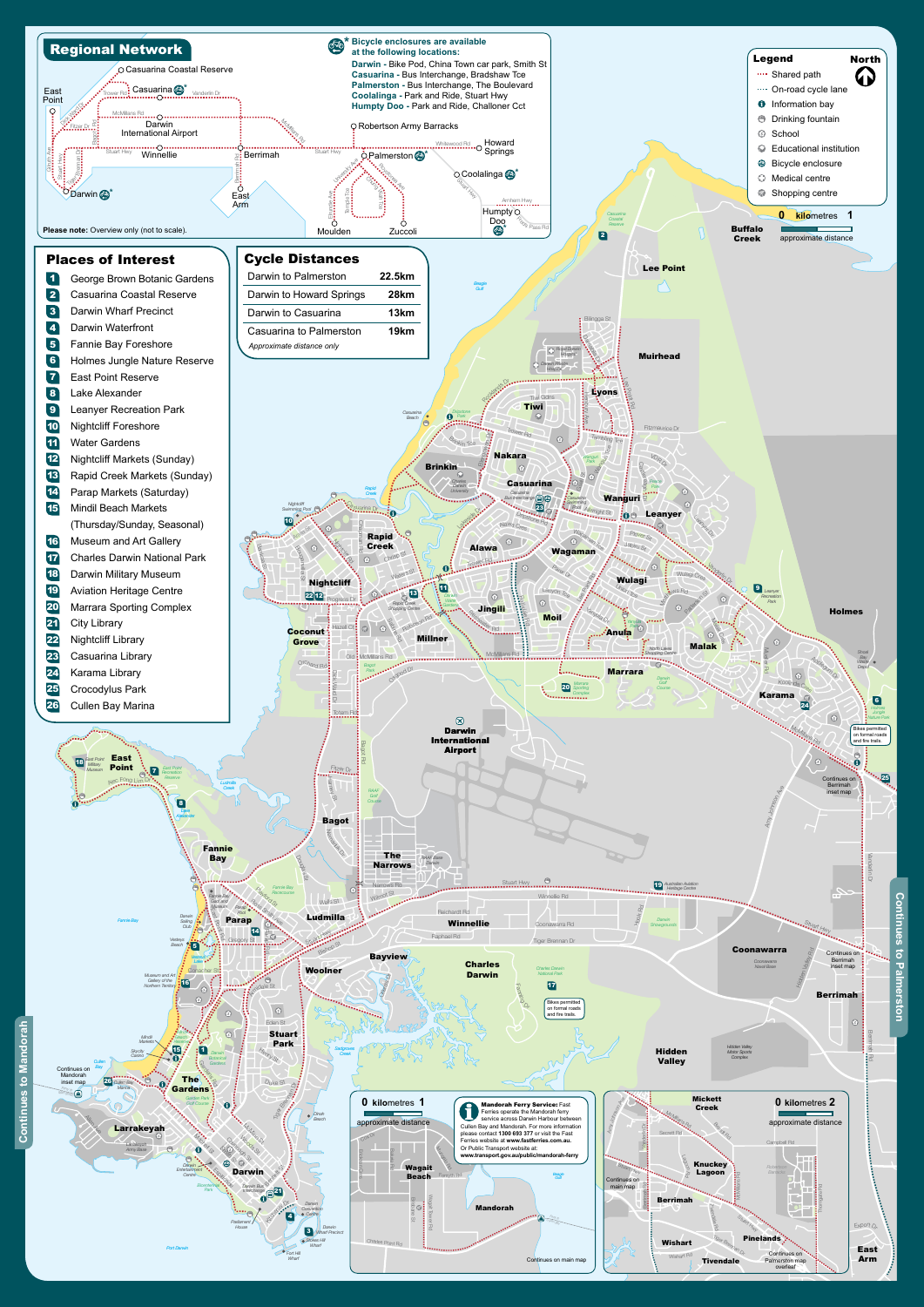## Regional Network

Please note: Overview only (not to scale).

Bicycle enclosures are available at the following locations:

**Darwin** - Bike Pod, China Town car park, Smith St
**Casuarina** - Bus Interchange, Bradshaw Tce
**Palmerston** - Bus Interchange, The Boulevard
**Coolalinga** - Park and Ride, Stuart Hwy
**Humpty Doo** - Park and Ride, Challoner Cct

## Legend

- Shared path
- On-road cycle lane
- Information bay
- Drinking fountain
- School
- Educational institution
- Bicycle enclosure
- Medical centre
- Shopping centre

0 kilometres 1 — approximate distance

## Places of Interest

1. George Brown Botanic Gardens
2. Casuarina Coastal Reserve
3. Darwin Wharf Precinct
4. Darwin Waterfront
5. Fannie Bay Foreshore
6. Holmes Jungle Nature Reserve
7. East Point Reserve
8. Lake Alexander
9. Leanyer Recreation Park
10. Nightcliff Foreshore
11. Water Gardens
12. Nightcliff Markets (Sunday)
13. Rapid Creek Markets (Sunday)
14. Parap Markets (Saturday)
15. Mindil Beach Markets (Thursday/Sunday, Seasonal)
16. Museum and Art Gallery
17. Charles Darwin National Park
18. Darwin Military Museum
19. Aviation Heritage Centre
20. Marrara Sporting Complex
21. City Library
22. Nightcliff Library
23. Casuarina Library
24. Karama Library
25. Crocodylus Park
26. Cullen Bay Marina

## Cycle Distances

| | |
|---|---|
| Darwin to Palmerston | 22.5km |
| Darwin to Howard Springs | 28km |
| Darwin to Casuarina | 13km |
| Casuarina to Palmerston | 19km |

*Approximate distance only*

**Mandorah Ferry Service:** Fast Ferries operate the Mandorah ferry service across Darwin Harbour between Cullen Bay and Mandorah. For more information please contact 1300 693 377 or visit the Fast Ferries website at www.fastferries.com.au. Or Public Transport website at: www.transport.gov.au/public/mandorah-ferry

Bikes permitted on formal roads and fire trails.

Continues to Mandorah

Continues to Palmerston